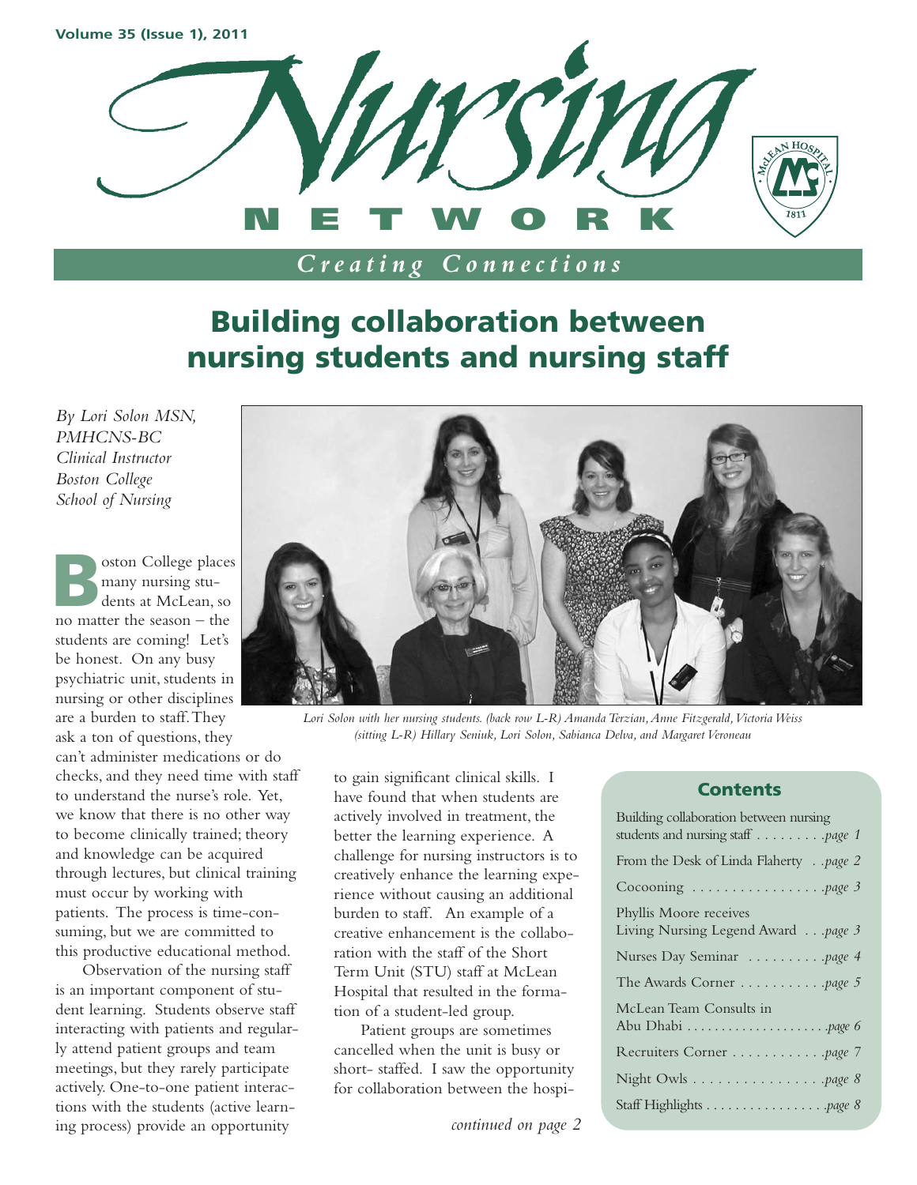Volume 35 (Issue 1), 2011

# Nursing NETWORK

*Creating Connections*

## Building collaboration between nursing students and nursing staff

*By Lori Solon MSN, PMHCNS-BC Clinical Instructor Boston College School of Nursing*

Boston College places many nursing students at McLean, so no matter the season – the students are coming! Let's be honest. On any busy psychiatric unit, students in nursing or other disciplines are a burden to staff. They ask a ton of questions, they can't administer medications or do checks, and they need time with staff to understand the nurse's role. Yet, we know that there is no other way to become clinically trained; theory and knowledge can be acquired through lectures, but clinical training must occur by working with patients. The process is time-consuming, but we are committed to this productive educational method.

Observation of the nursing staff is an important component of student learning. Students observe staff interacting with patients and regularly attend patient groups and team meetings, but they rarely participate actively. One-to-one patient interactions with the students (active learning process) provide an opportunity to gain significant clinical skills. I have found that when students are actively involved in treatment, the better the learning experience. A challenge for nursing instructors is to creatively enhance the learning experience without causing an additional burden to staff. An example of a creative enhancement is the collaboration with the staff of the Short Term Unit (STU) staff at McLean Hospital that resulted in the formation of a student-led group.

Patient groups are sometimes cancelled when the unit is busy or short- staffed. I saw the opportunity for collaboration between the hospi-

*continued on page 2*

*Lori Solon with her nursing students. (back row L-R) Amanda Terzian, Anne Fitzgerald, Victoria Weiss (sitting L-R) Hillary Seniuk, Lori Solon, Sabianca Delva, and Margaret Veroneau*

### Contents

- Building collaboration between nursing students and nursing staff . . . . . . . . page 1
- From the Desk of Linda Flaherty . . page 2
- Cocooning . . . . . . . . . . . . . . . . page 3
- Phyllis Moore receives Living Nursing Legend Award . . page 3
- Nurses Day Seminar . . . . . . . . . . page 4
- The Awards Corner . . . . . . . . . . . page 5
- McLean Team Consults in Abu Dhabi . . . . . . . . . . . . . . . . . . . . page 6
- Recruiters Corner . . . . . . . . . . . . page 7
- Night Owls . . . . . . . . . . . . . . . . page 8
- Staff Highlights . . . . . . . . . . . . . . . . page 8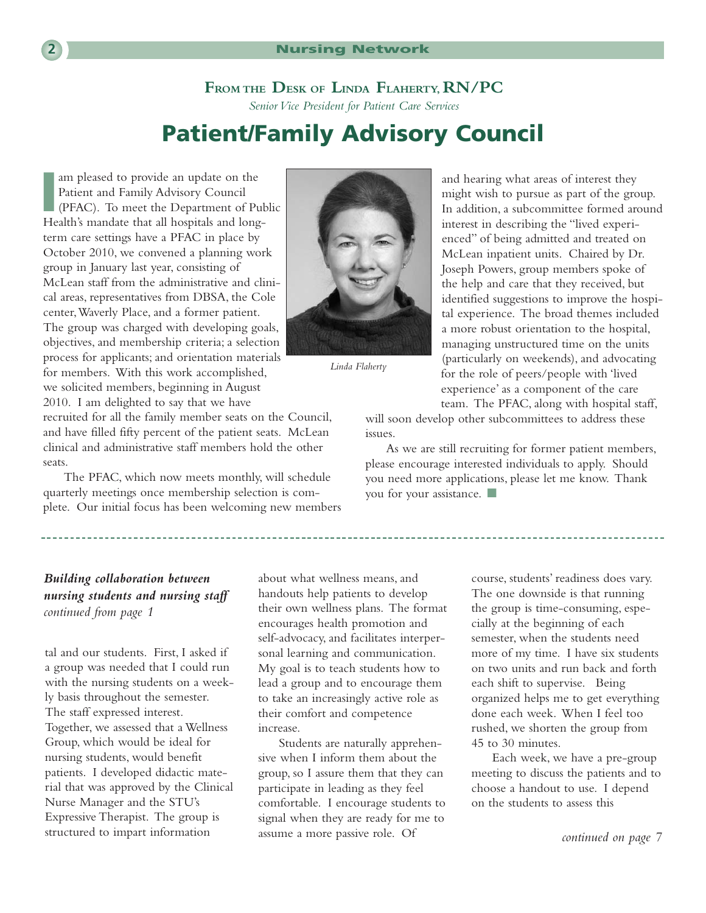### From the Desk of Linda Flaherty, RN/PC

*Senior Vice President for Patient Care Services*

# Patient/Family Advisory Council

I am pleased to provide an update on the Patient and Family Advisory Council (PFAC). To meet the Department of Public Health's mandate that all hospitals and long-term care settings have a PFAC in place by October 2010, we convened a planning work group in January last year, consisting of McLean staff from the administrative and clinical areas, representatives from DBSA, the Cole center, Waverly Place, and a former patient. The group was charged with developing goals, objectives, and membership criteria; a selection process for applicants; and orientation materials for members. With this work accomplished, we solicited members, beginning in August 2010. I am delighted to say that we have recruited for all the family member seats on the Council, and have filled fifty percent of the patient seats. McLean clinical and administrative staff members hold the other seats.

*Linda Flaherty*

The PFAC, which now meets monthly, will schedule quarterly meetings once membership selection is complete. Our initial focus has been welcoming new members and hearing what areas of interest they might wish to pursue as part of the group. In addition, a subcommittee formed around interest in describing the "lived experienced" of being admitted and treated on McLean inpatient units. Chaired by Dr. Joseph Powers, group members spoke of the help and care that they received, but identified suggestions to improve the hospital experience. The broad themes included a more robust orientation to the hospital, managing unstructured time on the units (particularly on weekends), and advocating for the role of peers/people with 'lived experience' as a component of the care team. The PFAC, along with hospital staff, will soon develop other subcommittees to address these issues.

As we are still recruiting for former patient members, please encourage interested individuals to apply. Should you need more applications, please let me know. Thank you for your assistance. ■

---

***Building collaboration between nursing students and nursing staff***
*continued from page 1*

tal and our students. First, I asked if a group was needed that I could run with the nursing students on a weekly basis throughout the semester. The staff expressed interest. Together, we assessed that a Wellness Group, which would be ideal for nursing students, would benefit patients. I developed didactic material that was approved by the Clinical Nurse Manager and the STU's Expressive Therapist. The group is structured to impart information about what wellness means, and handouts help patients to develop their own wellness plans. The format encourages health promotion and self-advocacy, and facilitates interpersonal learning and communication. My goal is to teach students how to lead a group and to encourage them to take an increasingly active role as their comfort and competence increase.

Students are naturally apprehensive when I inform them about the group, so I assure them that they can participate in leading as they feel comfortable. I encourage students to signal when they are ready for me to assume a more passive role. Of course, students' readiness does vary. The one downside is that running the group is time-consuming, especially at the beginning of each semester, when the students need more of my time. I have six students on two units and run back and forth each shift to supervise. Being organized helps me to get everything done each week. When I feel too rushed, we shorten the group from 45 to 30 minutes.

Each week, we have a pre-group meeting to discuss the patients and to choose a handout to use. I depend on the students to assess this

*continued on page 7*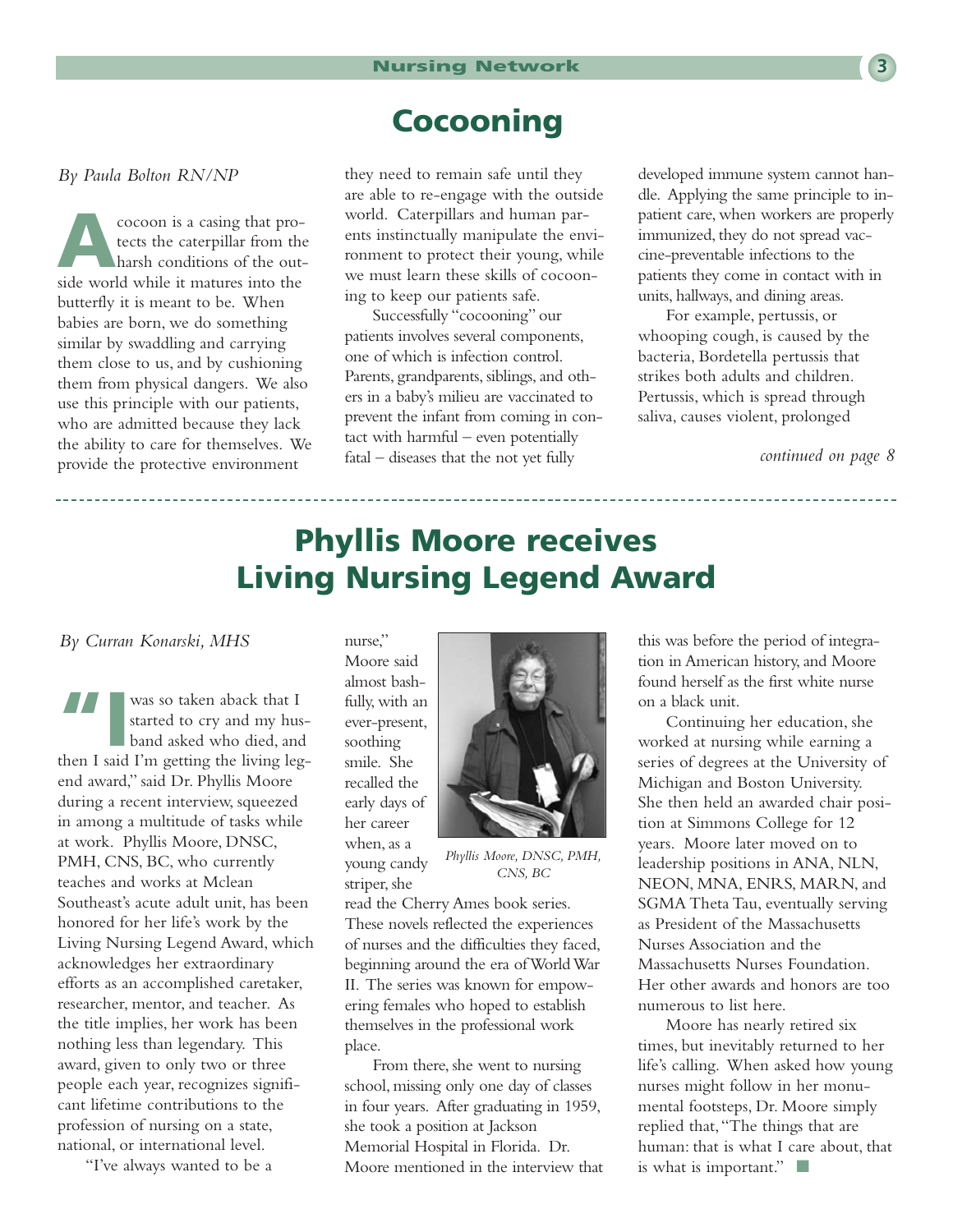# Cocooning

*By Paula Bolton RN/NP*

A cocoon is a casing that protects the caterpillar from the harsh conditions of the outside world while it matures into the butterfly it is meant to be. When babies are born, we do something similar by swaddling and carrying them close to us, and by cushioning them from physical dangers. We also use this principle with our patients, who are admitted because they lack the ability to care for themselves. We provide the protective environment they need to remain safe until they are able to re-engage with the outside world. Caterpillars and human parents instinctually manipulate the environment to protect their young, while we must learn these skills of cocooning to keep our patients safe.

Successfully "cocooning" our patients involves several components, one of which is infection control. Parents, grandparents, siblings, and others in a baby's milieu are vaccinated to prevent the infant from coming in contact with harmful – even potentially fatal – diseases that the not yet fully developed immune system cannot handle. Applying the same principle to inpatient care, when workers are properly immunized, they do not spread vaccine-preventable infections to the patients they come in contact with in units, hallways, and dining areas.

For example, pertussis, or whooping cough, is caused by the bacteria, Bordetella pertussis that strikes both adults and children. Pertussis, which is spread through saliva, causes violent, prolonged

*continued on page 8*

---

# Phyllis Moore receives Living Nursing Legend Award

*By Curran Konarski, MHS*

"I was so taken aback that I started to cry and my husband asked who died, and then I said I'm getting the living legend award," said Dr. Phyllis Moore during a recent interview, squeezed in among a multitude of tasks while at work. Phyllis Moore, DNSC, PMH, CNS, BC, who currently teaches and works at Mclean Southeast's acute adult unit, has been honored for her life's work by the Living Nursing Legend Award, which acknowledges her extraordinary efforts as an accomplished caretaker, researcher, mentor, and teacher. As the title implies, her work has been nothing less than legendary. This award, given to only two or three people each year, recognizes significant lifetime contributions to the profession of nursing on a state, national, or international level.

"I've always wanted to be a nurse," Moore said almost bashfully, with an ever-present, soothing smile. She recalled the early days of her career when, as a young candy striper, she read the Cherry Ames book series. These novels reflected the experiences of nurses and the difficulties they faced, beginning around the era of World War II. The series was known for empowering females who hoped to establish themselves in the professional work place.

*Phyllis Moore, DNSC, PMH, CNS, BC*

From there, she went to nursing school, missing only one day of classes in four years. After graduating in 1959, she took a position at Jackson Memorial Hospital in Florida. Dr. Moore mentioned in the interview that this was before the period of integration in American history, and Moore found herself as the first white nurse on a black unit.

Continuing her education, she worked at nursing while earning a series of degrees at the University of Michigan and Boston University. She then held an awarded chair position at Simmons College for 12 years. Moore later moved on to leadership positions in ANA, NLN, NEON, MNA, ENRS, MARN, and SGMA Theta Tau, eventually serving as President of the Massachusetts Nurses Association and the Massachusetts Nurses Foundation. Her other awards and honors are too numerous to list here.

Moore has nearly retired six times, but inevitably returned to her life's calling. When asked how young nurses might follow in her monumental footsteps, Dr. Moore simply replied that, "The things that are human: that is what I care about, that is what is important." ■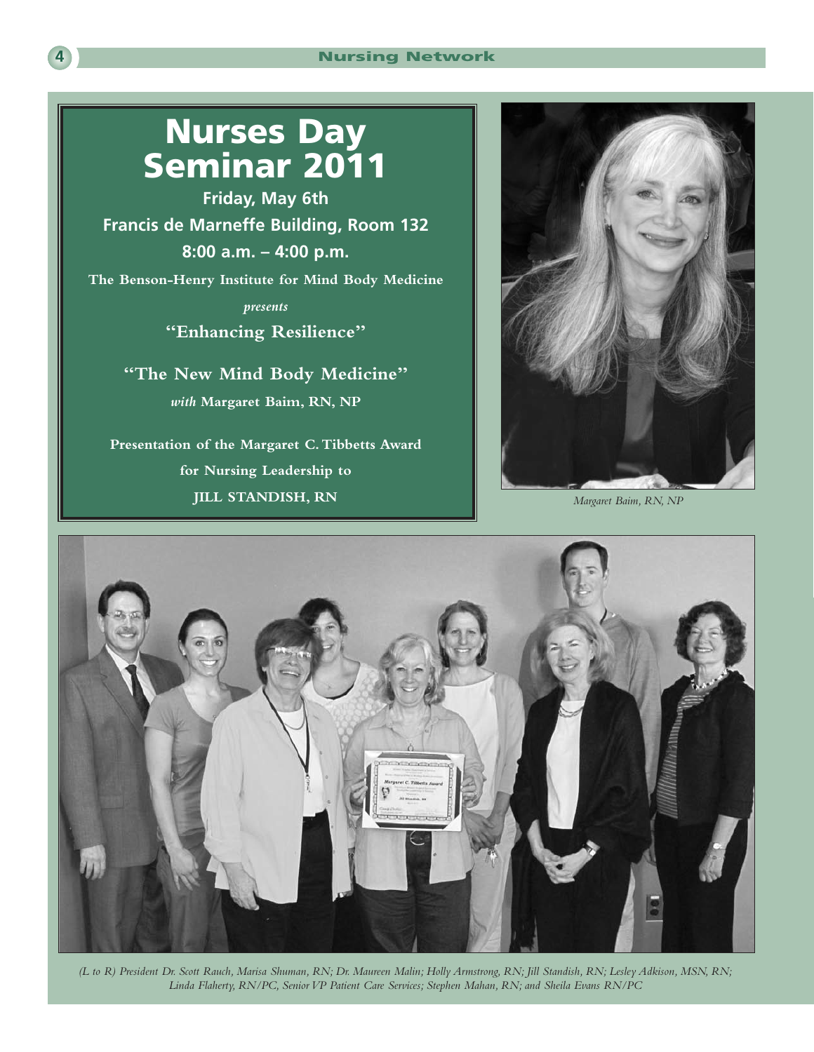# Nurses Day Seminar 2011

**Friday, May 6th**

**Francis de Marneffe Building, Room 132**

**8:00 a.m. – 4:00 p.m.**

**The Benson-Henry Institute for Mind Body Medicine**

***presents***

**"Enhancing Resilience"**

**"The New Mind Body Medicine"**

***with* Margaret Baim, RN, NP**

**Presentation of the Margaret C. Tibbetts Award for Nursing Leadership to JILL STANDISH, RN**

*Margaret Baim, RN, NP*

*(L to R) President Dr. Scott Rauch, Marisa Shuman, RN; Dr. Maureen Malin; Holly Armstrong, RN; Jill Standish, RN; Lesley Adkison, MSN, RN; Linda Flaherty, RN/PC, Senior VP Patient Care Services; Stephen Mahan, RN; and Sheila Evans RN/PC*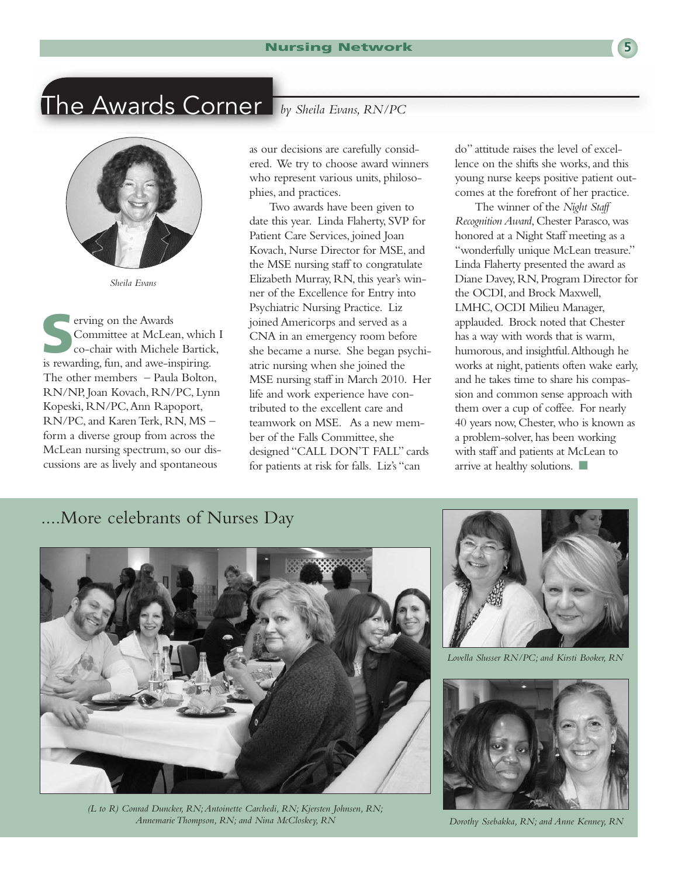# The Awards Corner

*by Sheila Evans, RN/PC*

*Sheila Evans*

Serving on the Awards Committee at McLean, which I co-chair with Michele Bartick, is rewarding, fun, and awe-inspiring. The other members – Paula Bolton, RN/NP, Joan Kovach, RN/PC, Lynn Kopeski, RN/PC, Ann Rapoport, RN/PC, and Karen Terk, RN, MS – form a diverse group from across the McLean nursing spectrum, so our discussions are as lively and spontaneous as our decisions are carefully considered. We try to choose award winners who represent various units, philosophies, and practices.

Two awards have been given to date this year. Linda Flaherty, SVP for Patient Care Services, joined Joan Kovach, Nurse Director for MSE, and the MSE nursing staff to congratulate Elizabeth Murray, RN, this year's winner of the Excellence for Entry into Psychiatric Nursing Practice. Liz joined Americorps and served as a CNA in an emergency room before she became a nurse. She began psychiatric nursing when she joined the MSE nursing staff in March 2010. Her life and work experience have contributed to the excellent care and teamwork on MSE. As a new member of the Falls Committee, she designed "CALL DON'T FALL" cards for patients at risk for falls. Liz's "can do" attitude raises the level of excellence on the shifts she works, and this young nurse keeps positive patient outcomes at the forefront of her practice.

The winner of the *Night Staff Recognition Award*, Chester Parasco, was honored at a Night Staff meeting as a "wonderfully unique McLean treasure." Linda Flaherty presented the award as Diane Davey, RN, Program Director for the OCDI, and Brock Maxwell, LMHC, OCDI Milieu Manager, applauded. Brock noted that Chester has a way with words that is warm, humorous, and insightful. Although he works at night, patients often wake early, and he takes time to share his compassion and common sense approach with them over a cup of coffee. For nearly 40 years now, Chester, who is known as a problem-solver, has been working with staff and patients at McLean to arrive at healthy solutions. ■

## ....More celebrants of Nurses Day

*(L to R) Conrad Duncker, RN; Antoinette Carchedi, RN; Kjersten Johnsen, RN; Annemarie Thompson, RN; and Nina McCloskey, RN*

*Lovella Slusser RN/PC; and Kirsti Booker, RN*

*Dorothy Ssebakka, RN; and Anne Kenney, RN*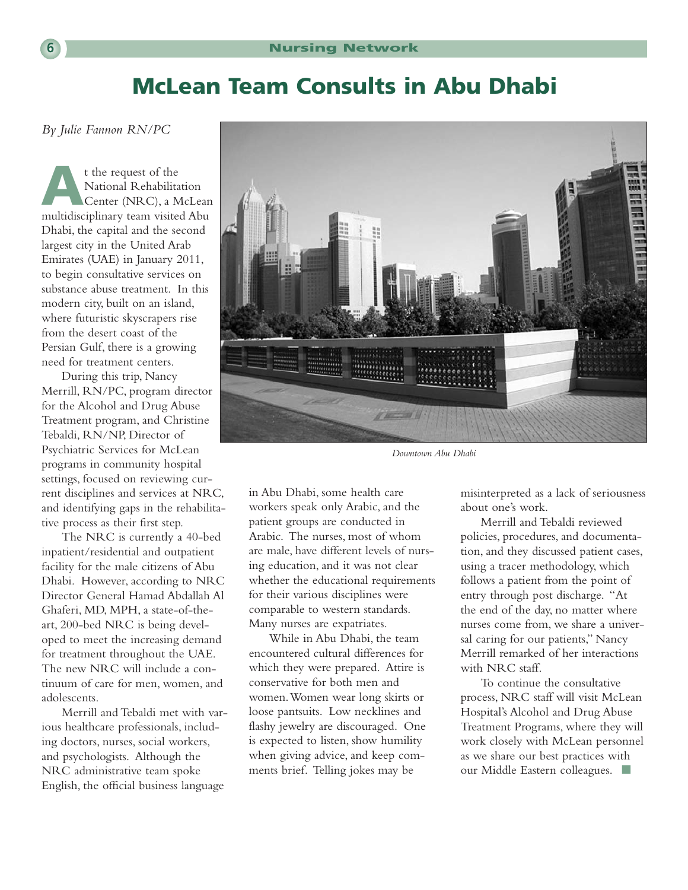# McLean Team Consults in Abu Dhabi

*By Julie Fannon RN/PC*

At the request of the National Rehabilitation Center (NRC), a McLean multidisciplinary team visited Abu Dhabi, the capital and the second largest city in the United Arab Emirates (UAE) in January 2011, to begin consultative services on substance abuse treatment. In this modern city, built on an island, where futuristic skyscrapers rise from the desert coast of the Persian Gulf, there is a growing need for treatment centers.

During this trip, Nancy Merrill, RN/PC, program director for the Alcohol and Drug Abuse Treatment program, and Christine Tebaldi, RN/NP, Director of Psychiatric Services for McLean programs in community hospital settings, focused on reviewing current disciplines and services at NRC, and identifying gaps in the rehabilitative process as their first step.

The NRC is currently a 40-bed inpatient/residential and outpatient facility for the male citizens of Abu Dhabi. However, according to NRC Director General Hamad Abdallah Al Ghaferi, MD, MPH, a state-of-the-art, 200-bed NRC is being developed to meet the increasing demand for treatment throughout the UAE. The new NRC will include a continuum of care for men, women, and adolescents.

Merrill and Tebaldi met with various healthcare professionals, including doctors, nurses, social workers, and psychologists. Although the NRC administrative team spoke English, the official business language in Abu Dhabi, some health care workers speak only Arabic, and the patient groups are conducted in Arabic. The nurses, most of whom are male, have different levels of nursing education, and it was not clear whether the educational requirements for their various disciplines were comparable to western standards. Many nurses are expatriates.

*Downtown Abu Dhabi*

While in Abu Dhabi, the team encountered cultural differences for which they were prepared. Attire is conservative for both men and women. Women wear long skirts or loose pantsuits. Low necklines and flashy jewelry are discouraged. One is expected to listen, show humility when giving advice, and keep comments brief. Telling jokes may be misinterpreted as a lack of seriousness about one's work.

Merrill and Tebaldi reviewed policies, procedures, and documentation, and they discussed patient cases, using a tracer methodology, which follows a patient from the point of entry through post discharge. "At the end of the day, no matter where nurses come from, we share a universal caring for our patients," Nancy Merrill remarked of her interactions with NRC staff.

To continue the consultative process, NRC staff will visit McLean Hospital's Alcohol and Drug Abuse Treatment Programs, where they will work closely with McLean personnel as we share our best practices with our Middle Eastern colleagues. ■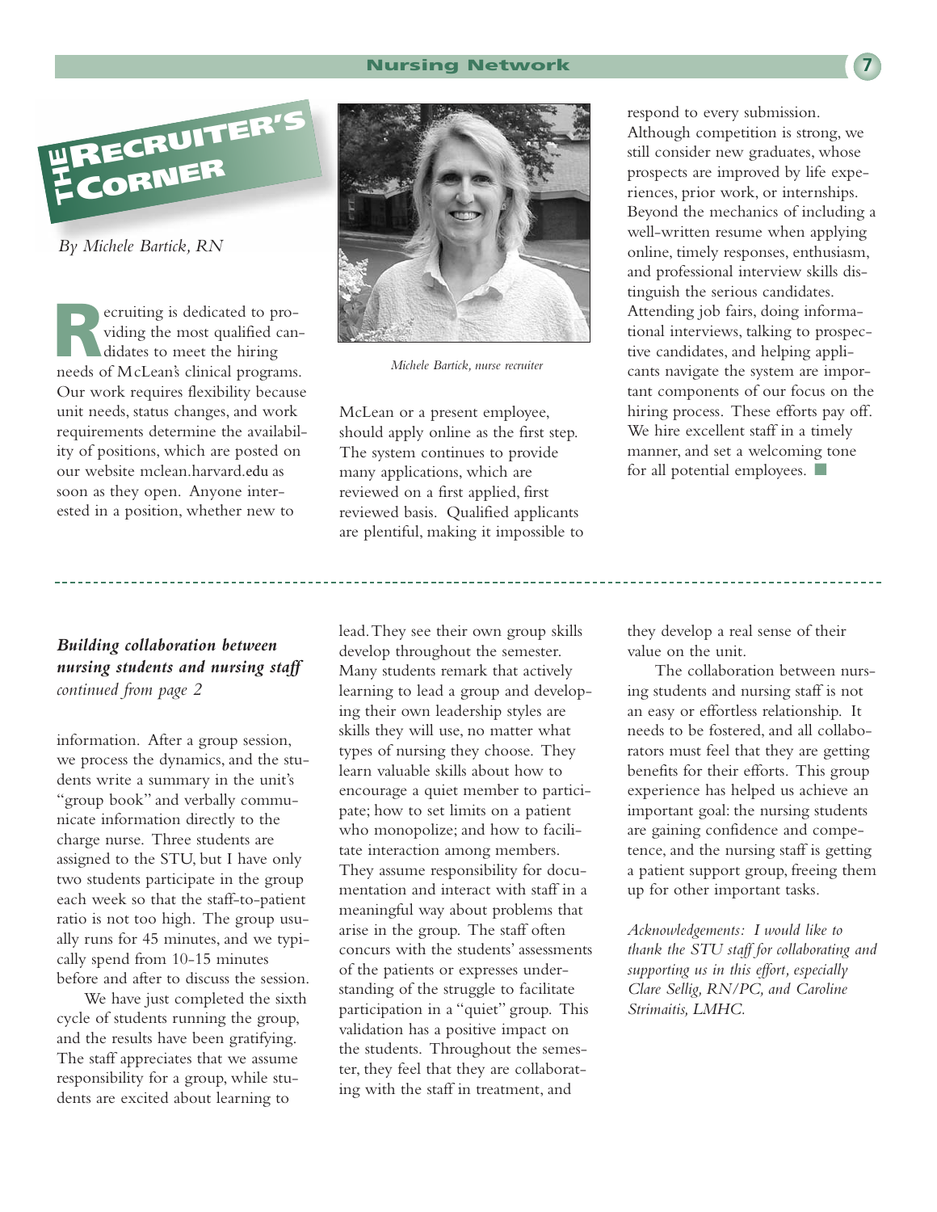# The Recruiter's Corner

*By Michele Bartick, RN*

Recruiting is dedicated to providing the most qualified candidates to meet the hiring needs of McLean's clinical programs. Our work requires flexibility because unit needs, status changes, and work requirements determine the availability of positions, which are posted on our website mclean.harvard.edu as soon as they open. Anyone interested in a position, whether new to McLean or a present employee, should apply online as the first step. The system continues to provide many applications, which are reviewed on a first applied, first reviewed basis. Qualified applicants are plentiful, making it impossible to respond to every submission. Although competition is strong, we still consider new graduates, whose prospects are improved by life experiences, prior work, or internships. Beyond the mechanics of including a well-written resume when applying online, timely responses, enthusiasm, and professional interview skills distinguish the serious candidates. Attending job fairs, doing informational interviews, talking to prospective candidates, and helping applicants navigate the system are important components of our focus on the hiring process. These efforts pay off. We hire excellent staff in a timely manner, and set a welcoming tone for all potential employees.

*Michele Bartick, nurse recruiter*

---

***Building collaboration between nursing students and nursing staff***
*continued from page 2*

information. After a group session, we process the dynamics, and the students write a summary in the unit's "group book" and verbally communicate information directly to the charge nurse. Three students are assigned to the STU, but I have only two students participate in the group each week so that the staff-to-patient ratio is not too high. The group usually runs for 45 minutes, and we typically spend from 10-15 minutes before and after to discuss the session.

We have just completed the sixth cycle of students running the group, and the results have been gratifying. The staff appreciates that we assume responsibility for a group, while students are excited about learning to lead. They see their own group skills develop throughout the semester. Many students remark that actively learning to lead a group and developing their own leadership styles are skills they will use, no matter what types of nursing they choose. They learn valuable skills about how to encourage a quiet member to participate; how to set limits on a patient who monopolize; and how to facilitate interaction among members. They assume responsibility for documentation and interact with staff in a meaningful way about problems that arise in the group. The staff often concurs with the students' assessments of the patients or expresses understanding of the struggle to facilitate participation in a "quiet" group. This validation has a positive impact on the students. Throughout the semester, they feel that they are collaborating with the staff in treatment, and they develop a real sense of their value on the unit.

The collaboration between nursing students and nursing staff is not an easy or effortless relationship. It needs to be fostered, and all collaborators must feel that they are getting benefits for their efforts. This group experience has helped us achieve an important goal: the nursing students are gaining confidence and competence, and the nursing staff is getting a patient support group, freeing them up for other important tasks.

*Acknowledgements: I would like to thank the STU staff for collaborating and supporting us in this effort, especially Clare Sellig, RN/PC, and Caroline Strimaitis, LMHC.*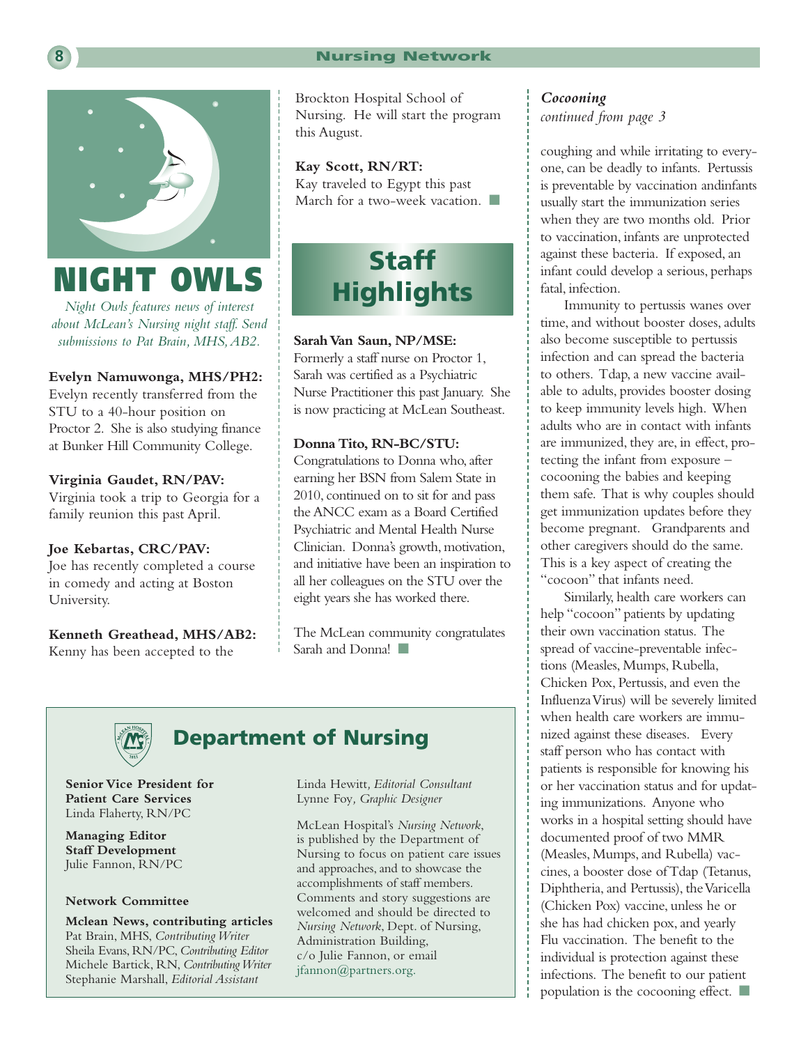# NIGHT OWLS

*Night Owls features news of interest about McLean's Nursing night staff. Send submissions to Pat Brain, MHS, AB2.*

**Evelyn Namuwonga, MHS/PH2:**
Evelyn recently transferred from the STU to a 40-hour position on Proctor 2. She is also studying finance at Bunker Hill Community College.

**Virginia Gaudet, RN/PAV:**
Virginia took a trip to Georgia for a family reunion this past April.

**Joe Kebartas, CRC/PAV:**
Joe has recently completed a course in comedy and acting at Boston University.

**Kenneth Greathead, MHS/AB2:**
Kenny has been accepted to the Brockton Hospital School of Nursing. He will start the program this August.

**Kay Scott, RN/RT:**
Kay traveled to Egypt this past March for a two-week vacation. ■

# Staff Highlights

**Sarah Van Saun, NP/MSE:**
Formerly a staff nurse on Proctor 1, Sarah was certified as a Psychiatric Nurse Practitioner this past January. She is now practicing at McLean Southeast.

**Donna Tito, RN-BC/STU:**
Congratulations to Donna who, after earning her BSN from Salem State in 2010, continued on to sit for and pass the ANCC exam as a Board Certified Psychiatric and Mental Health Nurse Clinician. Donna's growth, motivation, and initiative have been an inspiration to all her colleagues on the STU over the eight years she has worked there.

The McLean community congratulates Sarah and Donna! ■

## *Cocooning*

*continued from page 3*

coughing and while irritating to everyone, can be deadly to infants. Pertussis is preventable by vaccination andinfants usually start the immunization series when they are two months old. Prior to vaccination, infants are unprotected against these bacteria. If exposed, an infant could develop a serious, perhaps fatal, infection.

Immunity to pertussis wanes over time, and without booster doses, adults also become susceptible to pertussis infection and can spread the bacteria to others. Tdap, a new vaccine available to adults, provides booster dosing to keep immunity levels high. When adults who are in contact with infants are immunized, they are, in effect, protecting the infant from exposure – cocooning the babies and keeping them safe. That is why couples should get immunization updates before they become pregnant. Grandparents and other caregivers should do the same. This is a key aspect of creating the "cocoon" that infants need.

Similarly, health care workers can help "cocoon" patients by updating their own vaccination status. The spread of vaccine-preventable infections (Measles, Mumps, Rubella, Chicken Pox, Pertussis, and even the Influenza Virus) will be severely limited when health care workers are immunized against these diseases. Every staff person who has contact with patients is responsible for knowing his or her vaccination status and for updating immunizations. Anyone who works in a hospital setting should have documented proof of two MMR (Measles, Mumps, and Rubella) vaccines, a booster dose of Tdap (Tetanus, Diphtheria, and Pertussis), the Varicella (Chicken Pox) vaccine, unless he or she has had chicken pox, and yearly Flu vaccination. The benefit to the individual is protection against these infections. The benefit to our patient population is the cocooning effect. ■

## Department of Nursing

**Senior Vice President for Patient Care Services**
Linda Flaherty, RN/PC

**Managing Editor Staff Development**
Julie Fannon, RN/PC

**Network Committee**

**Mclean News, contributing articles**
Pat Brain, MHS, *Contributing Writer*
Sheila Evans, RN/PC, *Contributing Editor*
Michele Bartick, RN, *Contributing Writer*
Stephanie Marshall, *Editorial Assistant*
Linda Hewitt, *Editorial Consultant*
Lynne Foy, *Graphic Designer*

McLean Hospital's *Nursing Network*, is published by the Department of Nursing to focus on patient care issues and approaches, and to showcase the accomplishments of staff members. Comments and story suggestions are welcomed and should be directed to *Nursing Network*, Dept. of Nursing, Administration Building, c/o Julie Fannon, or email jfannon@partners.org.